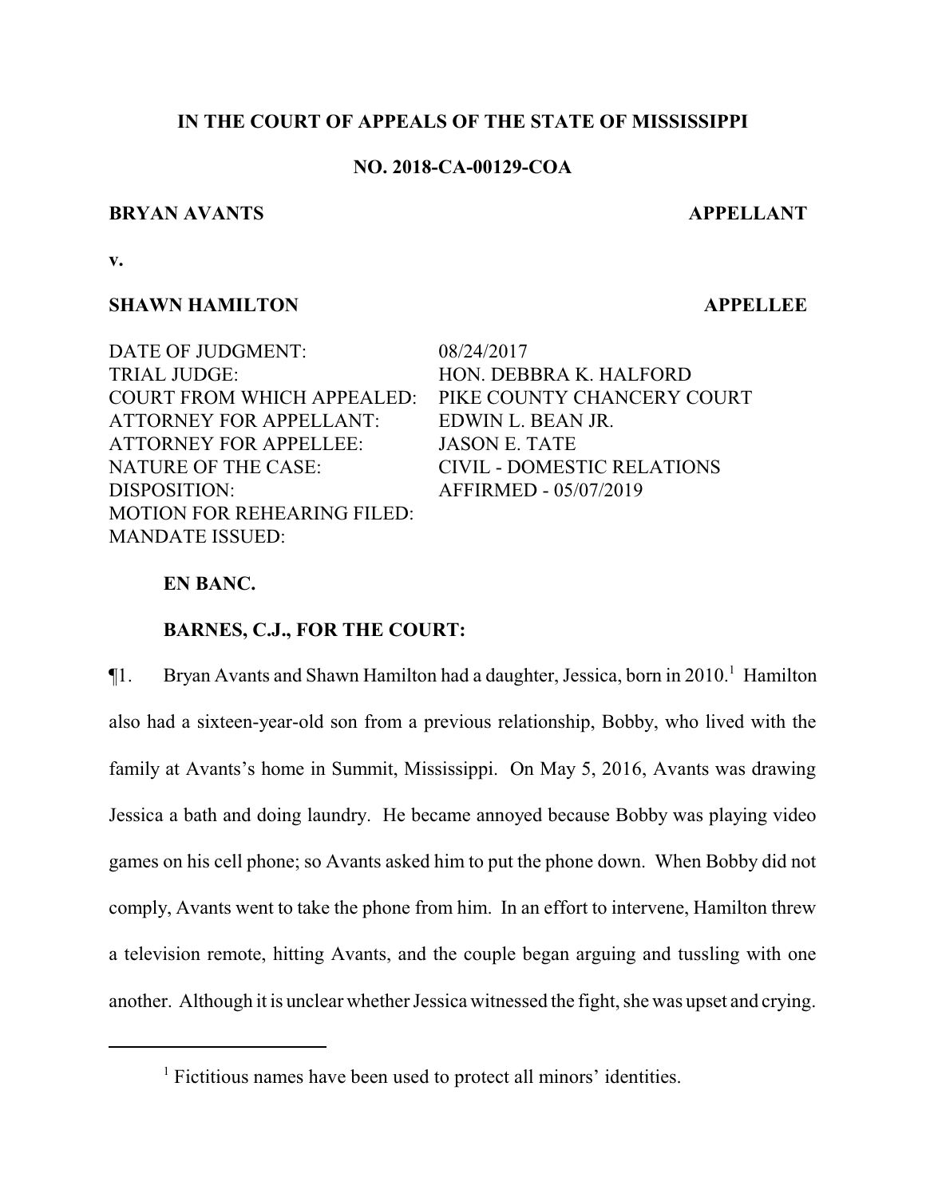**IN THE COURT OF APPEALS OF THE STATE OF MISSISSIPPI**

**NO. 2018-CA-00129-COA**

**BRYAN AVANTS** **APPELLANT**

**v.**

**SHAWN HAMILTON** **APPELLEE**

| | |
|---|---|
| DATE OF JUDGMENT: | 08/24/2017 |
| TRIAL JUDGE: | HON. DEBBRA K. HALFORD |
| COURT FROM WHICH APPEALED: | PIKE COUNTY CHANCERY COURT |
| ATTORNEY FOR APPELLANT: | EDWIN L. BEAN JR. |
| ATTORNEY FOR APPELLEE: | JASON E. TATE |
| NATURE OF THE CASE: | CIVIL - DOMESTIC RELATIONS |
| DISPOSITION: | AFFIRMED - 05/07/2019 |
| MOTION FOR REHEARING FILED: | |
| MANDATE ISSUED: | |

**EN BANC.**

**BARNES, C.J., FOR THE COURT:**

¶1. Bryan Avants and Shawn Hamilton had a daughter, Jessica, born in 2010.[1] Hamilton also had a sixteen-year-old son from a previous relationship, Bobby, who lived with the family at Avants's home in Summit, Mississippi. On May 5, 2016, Avants was drawing Jessica a bath and doing laundry. He became annoyed because Bobby was playing video games on his cell phone; so Avants asked him to put the phone down. When Bobby did not comply, Avants went to take the phone from him. In an effort to intervene, Hamilton threw a television remote, hitting Avants, and the couple began arguing and tussling with one another. Although it is unclear whether Jessica witnessed the fight, she was upset and crying.

[1] Fictitious names have been used to protect all minors' identities.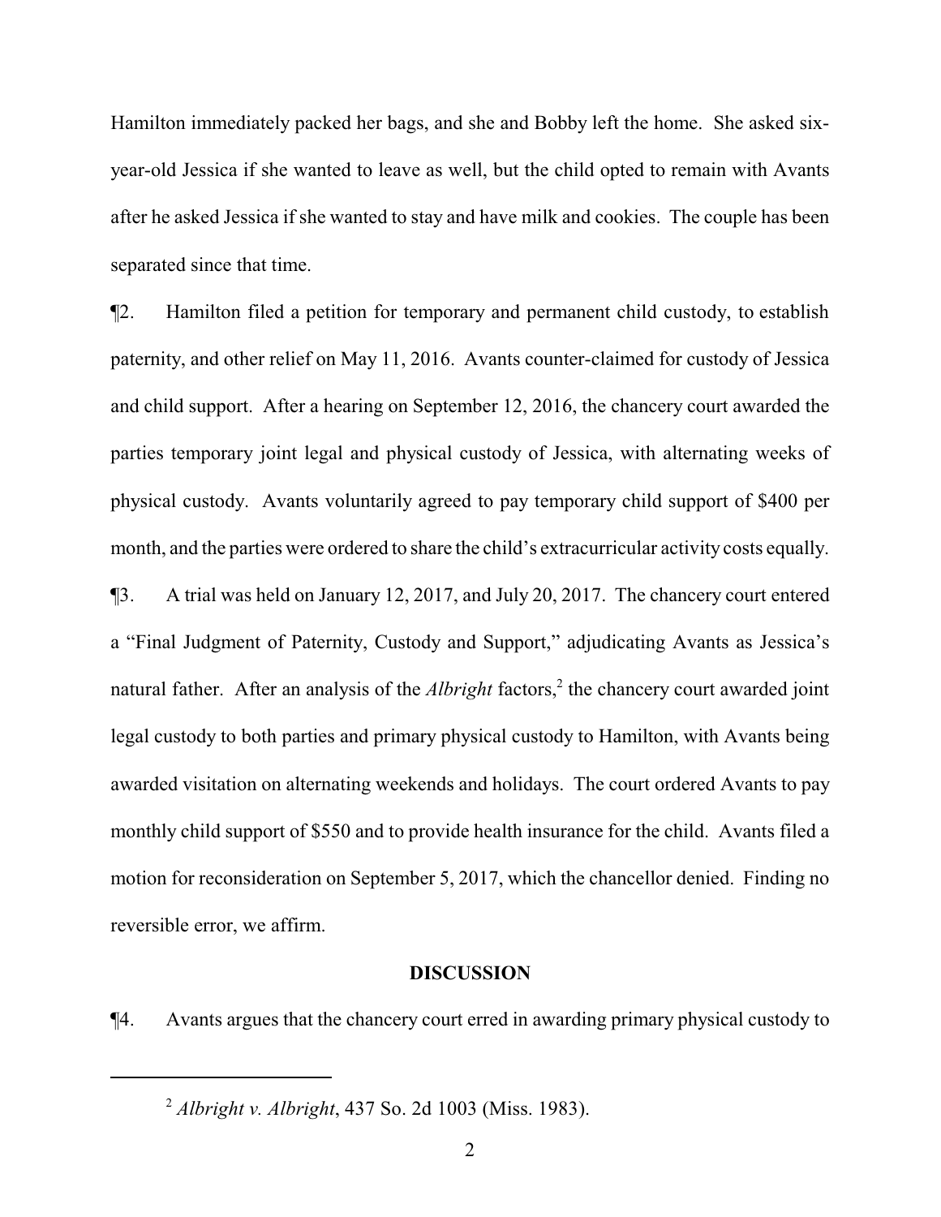Hamilton immediately packed her bags, and she and Bobby left the home. She asked six-year-old Jessica if she wanted to leave as well, but the child opted to remain with Avants after he asked Jessica if she wanted to stay and have milk and cookies. The couple has been separated since that time.

¶2. Hamilton filed a petition for temporary and permanent child custody, to establish paternity, and other relief on May 11, 2016. Avants counter-claimed for custody of Jessica and child support. After a hearing on September 12, 2016, the chancery court awarded the parties temporary joint legal and physical custody of Jessica, with alternating weeks of physical custody. Avants voluntarily agreed to pay temporary child support of $400 per month, and the parties were ordered to share the child's extracurricular activity costs equally.

¶3. A trial was held on January 12, 2017, and July 20, 2017. The chancery court entered a "Final Judgment of Paternity, Custody and Support," adjudicating Avants as Jessica's natural father. After an analysis of the *Albright* factors,[2] the chancery court awarded joint legal custody to both parties and primary physical custody to Hamilton, with Avants being awarded visitation on alternating weekends and holidays. The court ordered Avants to pay monthly child support of $550 and to provide health insurance for the child. Avants filed a motion for reconsideration on September 5, 2017, which the chancellor denied. Finding no reversible error, we affirm.

## DISCUSSION

¶4. Avants argues that the chancery court erred in awarding primary physical custody to

---

[2] *Albright v. Albright*, 437 So. 2d 1003 (Miss. 1983).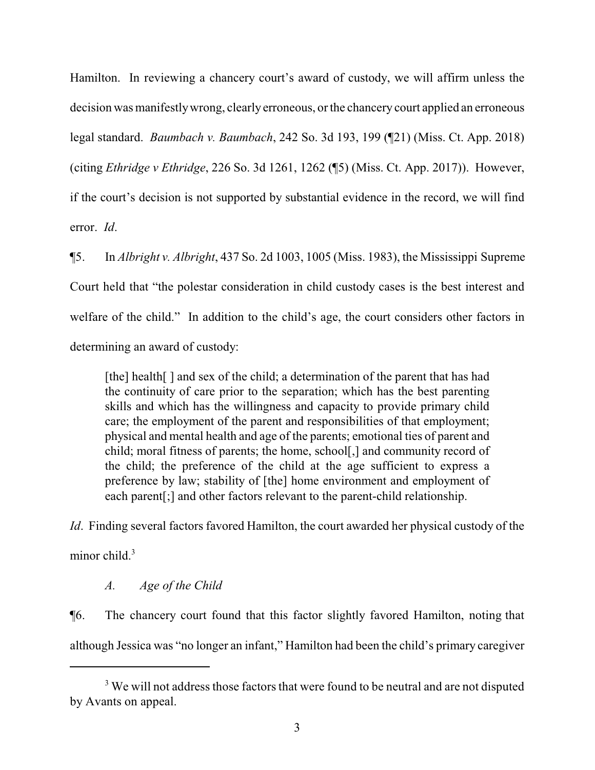Hamilton. In reviewing a chancery court's award of custody, we will affirm unless the decision was manifestly wrong, clearly erroneous, or the chancery court applied an erroneous legal standard. *Baumbach v. Baumbach*, 242 So. 3d 193, 199 (¶21) (Miss. Ct. App. 2018) (citing *Ethridge v Ethridge*, 226 So. 3d 1261, 1262 (¶5) (Miss. Ct. App. 2017)). However, if the court's decision is not supported by substantial evidence in the record, we will find error. *Id*.

¶5. In *Albright v. Albright*, 437 So. 2d 1003, 1005 (Miss. 1983), the Mississippi Supreme Court held that "the polestar consideration in child custody cases is the best interest and welfare of the child." In addition to the child's age, the court considers other factors in determining an award of custody:

> [the] health[ ] and sex of the child; a determination of the parent that has had the continuity of care prior to the separation; which has the best parenting skills and which has the willingness and capacity to provide primary child care; the employment of the parent and responsibilities of that employment; physical and mental health and age of the parents; emotional ties of parent and child; moral fitness of parents; the home, school[,] and community record of the child; the preference of the child at the age sufficient to express a preference by law; stability of [the] home environment and employment of each parent[;] and other factors relevant to the parent-child relationship.

*Id*. Finding several factors favored Hamilton, the court awarded her physical custody of the minor child.[3]

*A. Age of the Child*

¶6. The chancery court found that this factor slightly favored Hamilton, noting that although Jessica was "no longer an infant," Hamilton had been the child's primary caregiver

[3] We will not address those factors that were found to be neutral and are not disputed by Avants on appeal.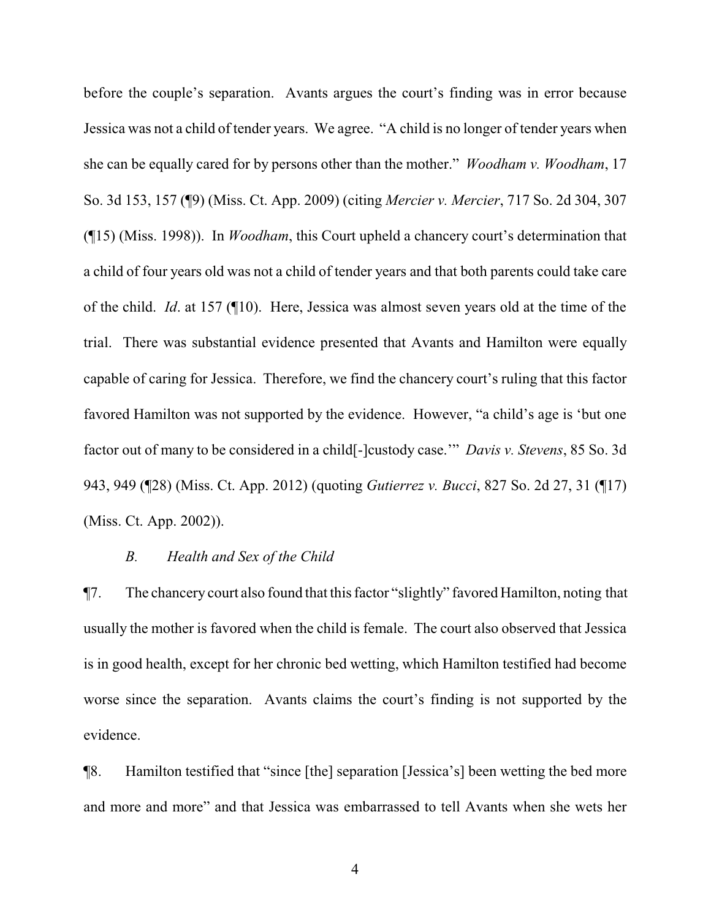before the couple's separation. Avants argues the court's finding was in error because Jessica was not a child of tender years. We agree. "A child is no longer of tender years when she can be equally cared for by persons other than the mother." *Woodham v. Woodham*, 17 So. 3d 153, 157 (¶9) (Miss. Ct. App. 2009) (citing *Mercier v. Mercier*, 717 So. 2d 304, 307 (¶15) (Miss. 1998)). In *Woodham*, this Court upheld a chancery court's determination that a child of four years old was not a child of tender years and that both parents could take care of the child. *Id*. at 157 (¶10). Here, Jessica was almost seven years old at the time of the trial. There was substantial evidence presented that Avants and Hamilton were equally capable of caring for Jessica. Therefore, we find the chancery court's ruling that this factor favored Hamilton was not supported by the evidence. However, "a child's age is 'but one factor out of many to be considered in a child[-]custody case.'" *Davis v. Stevens*, 85 So. 3d 943, 949 (¶28) (Miss. Ct. App. 2012) (quoting *Gutierrez v. Bucci*, 827 So. 2d 27, 31 (¶17) (Miss. Ct. App. 2002)).

*B. Health and Sex of the Child*

¶7. The chancery court also found that this factor "slightly" favored Hamilton, noting that usually the mother is favored when the child is female. The court also observed that Jessica is in good health, except for her chronic bed wetting, which Hamilton testified had become worse since the separation. Avants claims the court's finding is not supported by the evidence.

¶8. Hamilton testified that "since [the] separation [Jessica's] been wetting the bed more and more and more" and that Jessica was embarrassed to tell Avants when she wets her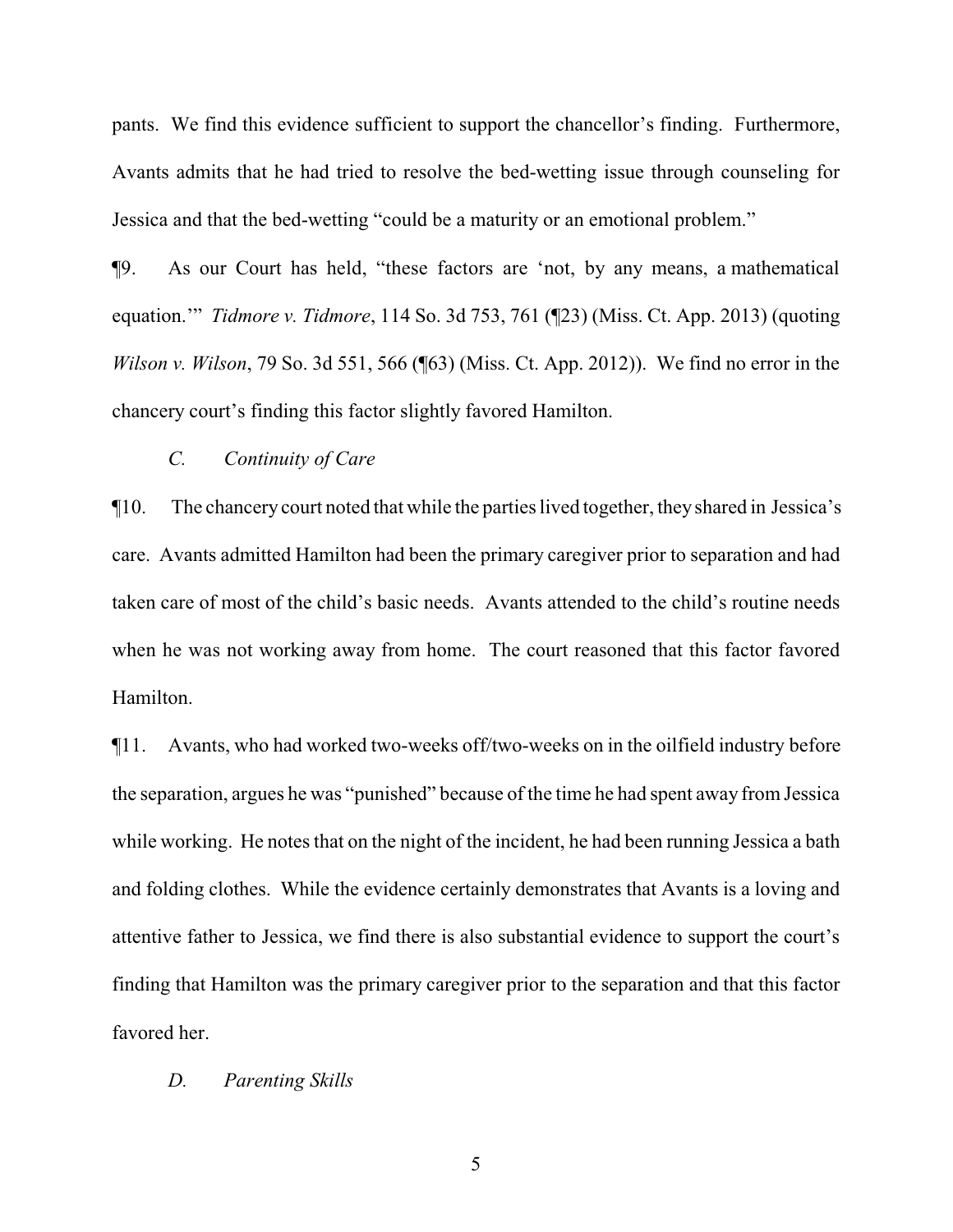pants. We find this evidence sufficient to support the chancellor's finding. Furthermore, Avants admits that he had tried to resolve the bed-wetting issue through counseling for Jessica and that the bed-wetting "could be a maturity or an emotional problem."

¶9. As our Court has held, "these factors are 'not, by any means, a mathematical equation.'" *Tidmore v. Tidmore*, 114 So. 3d 753, 761 (¶23) (Miss. Ct. App. 2013) (quoting *Wilson v. Wilson*, 79 So. 3d 551, 566 (¶63) (Miss. Ct. App. 2012)). We find no error in the chancery court's finding this factor slightly favored Hamilton.

*C. Continuity of Care*

¶10. The chancery court noted that while the parties lived together, they shared in Jessica's care. Avants admitted Hamilton had been the primary caregiver prior to separation and had taken care of most of the child's basic needs. Avants attended to the child's routine needs when he was not working away from home. The court reasoned that this factor favored Hamilton.

¶11. Avants, who had worked two-weeks off/two-weeks on in the oilfield industry before the separation, argues he was "punished" because of the time he had spent away from Jessica while working. He notes that on the night of the incident, he had been running Jessica a bath and folding clothes. While the evidence certainly demonstrates that Avants is a loving and attentive father to Jessica, we find there is also substantial evidence to support the court's finding that Hamilton was the primary caregiver prior to the separation and that this factor favored her.

*D. Parenting Skills*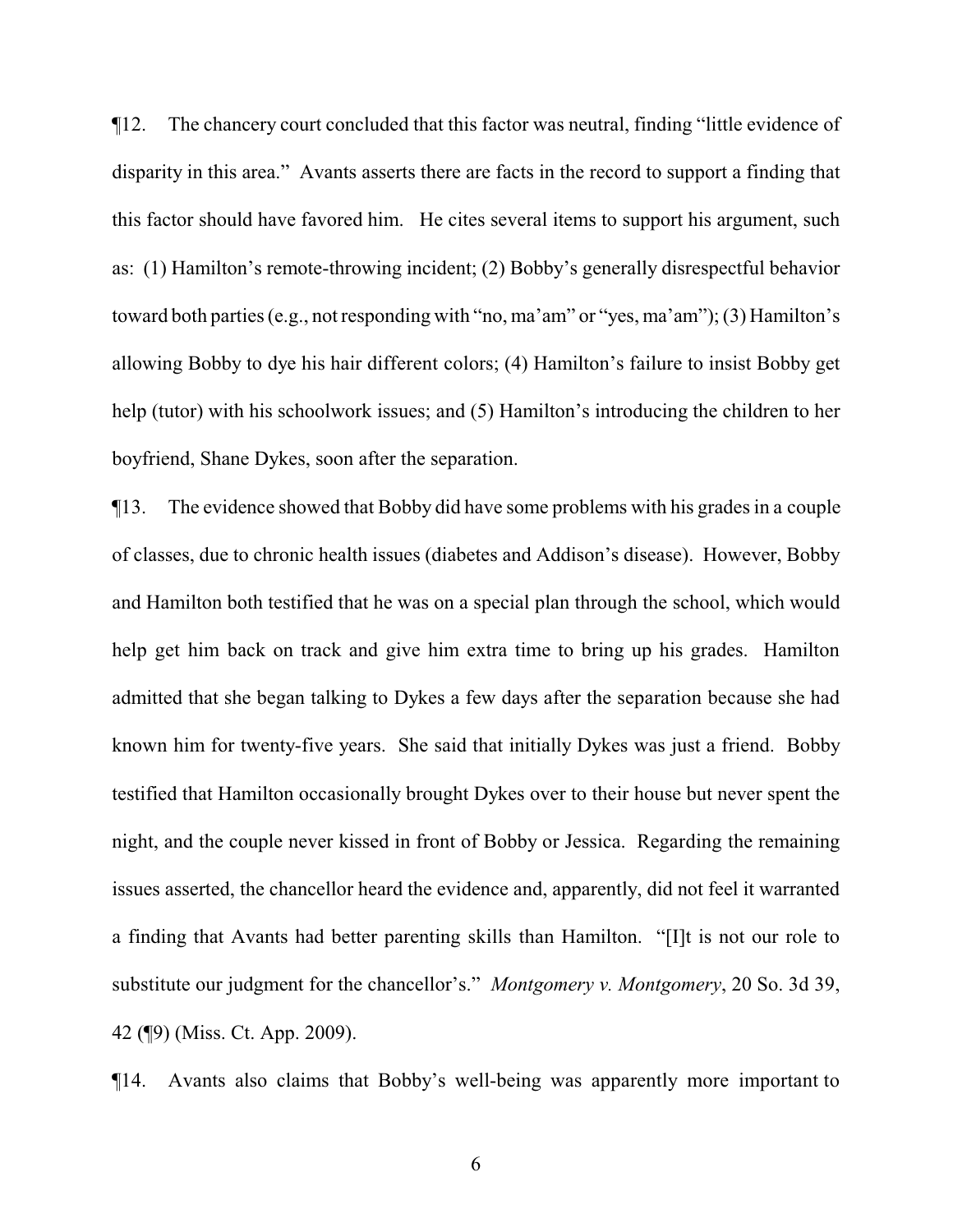¶12. The chancery court concluded that this factor was neutral, finding "little evidence of disparity in this area." Avants asserts there are facts in the record to support a finding that this factor should have favored him. He cites several items to support his argument, such as: (1) Hamilton's remote-throwing incident; (2) Bobby's generally disrespectful behavior toward both parties (e.g., not responding with "no, ma'am" or "yes, ma'am"); (3) Hamilton's allowing Bobby to dye his hair different colors; (4) Hamilton's failure to insist Bobby get help (tutor) with his schoolwork issues; and (5) Hamilton's introducing the children to her boyfriend, Shane Dykes, soon after the separation.

¶13. The evidence showed that Bobby did have some problems with his grades in a couple of classes, due to chronic health issues (diabetes and Addison's disease). However, Bobby and Hamilton both testified that he was on a special plan through the school, which would help get him back on track and give him extra time to bring up his grades. Hamilton admitted that she began talking to Dykes a few days after the separation because she had known him for twenty-five years. She said that initially Dykes was just a friend. Bobby testified that Hamilton occasionally brought Dykes over to their house but never spent the night, and the couple never kissed in front of Bobby or Jessica. Regarding the remaining issues asserted, the chancellor heard the evidence and, apparently, did not feel it warranted a finding that Avants had better parenting skills than Hamilton. "[I]t is not our role to substitute our judgment for the chancellor's." *Montgomery v. Montgomery*, 20 So. 3d 39, 42 (¶9) (Miss. Ct. App. 2009).

¶14. Avants also claims that Bobby's well-being was apparently more important to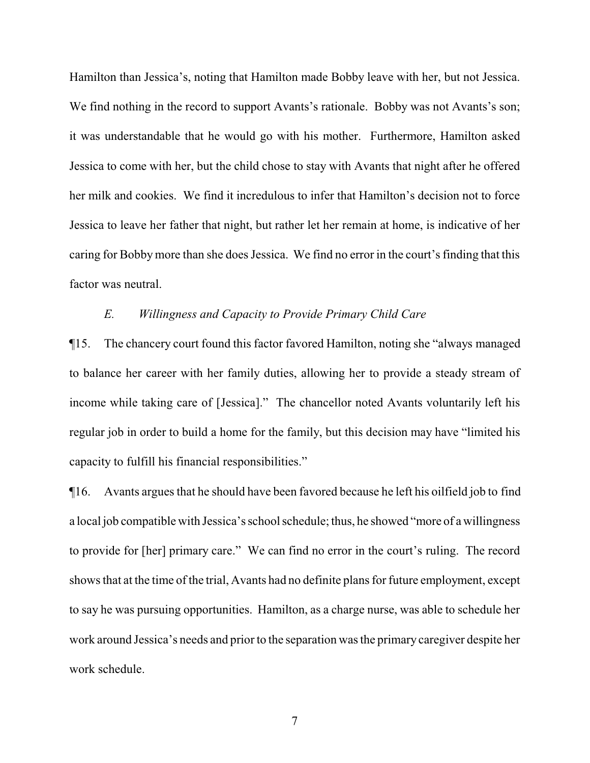Hamilton than Jessica's, noting that Hamilton made Bobby leave with her, but not Jessica. We find nothing in the record to support Avants's rationale. Bobby was not Avants's son; it was understandable that he would go with his mother. Furthermore, Hamilton asked Jessica to come with her, but the child chose to stay with Avants that night after he offered her milk and cookies. We find it incredulous to infer that Hamilton's decision not to force Jessica to leave her father that night, but rather let her remain at home, is indicative of her caring for Bobby more than she does Jessica. We find no error in the court's finding that this factor was neutral.

*E. Willingness and Capacity to Provide Primary Child Care*

¶15. The chancery court found this factor favored Hamilton, noting she "always managed to balance her career with her family duties, allowing her to provide a steady stream of income while taking care of [Jessica]." The chancellor noted Avants voluntarily left his regular job in order to build a home for the family, but this decision may have "limited his capacity to fulfill his financial responsibilities."

¶16. Avants argues that he should have been favored because he left his oilfield job to find a local job compatible with Jessica's school schedule; thus, he showed "more of a willingness to provide for [her] primary care." We can find no error in the court's ruling. The record shows that at the time of the trial, Avants had no definite plans for future employment, except to say he was pursuing opportunities. Hamilton, as a charge nurse, was able to schedule her work around Jessica's needs and prior to the separation was the primary caregiver despite her work schedule.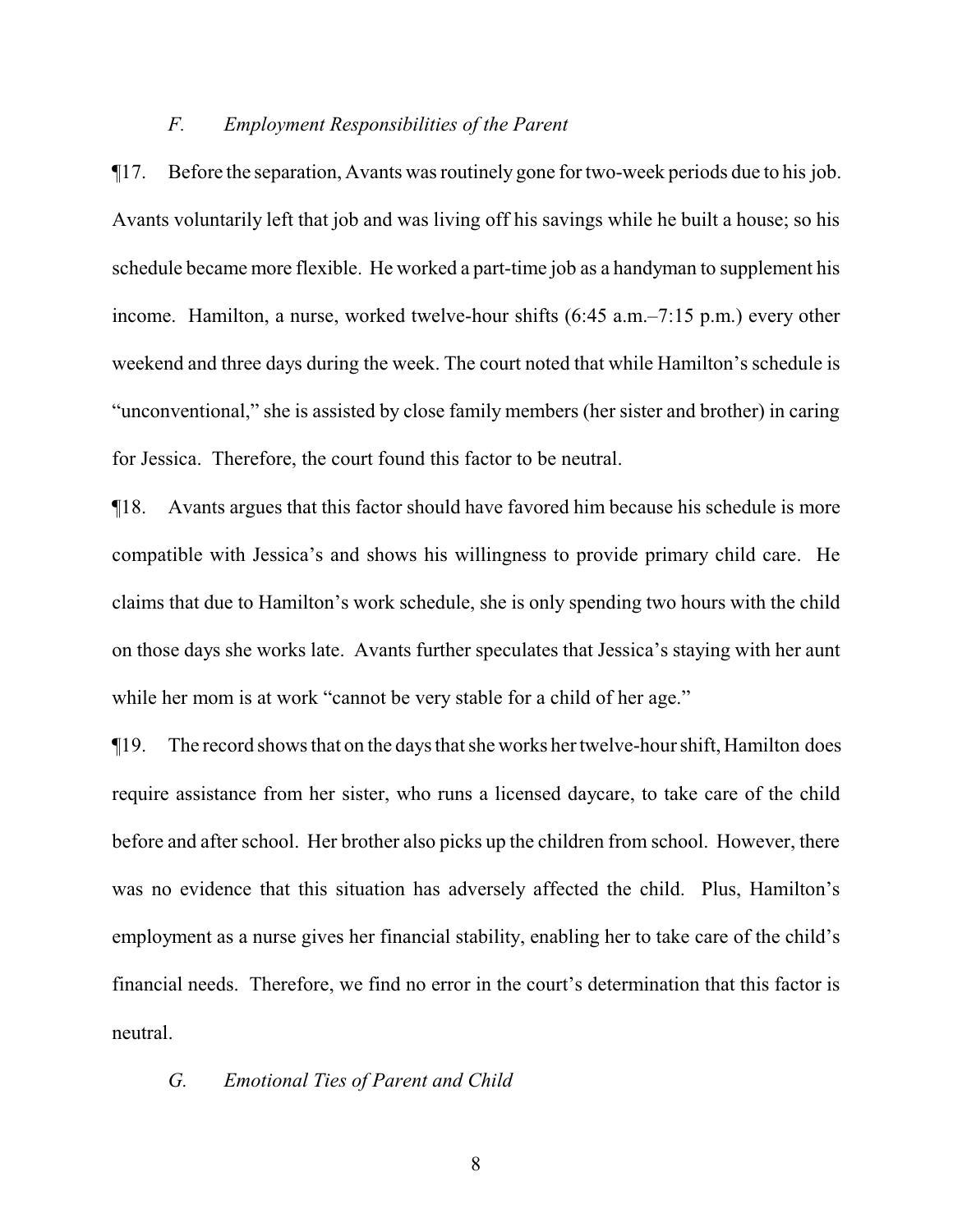### *F. Employment Responsibilities of the Parent*

¶17. Before the separation, Avants was routinely gone for two-week periods due to his job. Avants voluntarily left that job and was living off his savings while he built a house; so his schedule became more flexible. He worked a part-time job as a handyman to supplement his income. Hamilton, a nurse, worked twelve-hour shifts (6:45 a.m.–7:15 p.m.) every other weekend and three days during the week. The court noted that while Hamilton's schedule is "unconventional," she is assisted by close family members (her sister and brother) in caring for Jessica. Therefore, the court found this factor to be neutral.

¶18. Avants argues that this factor should have favored him because his schedule is more compatible with Jessica's and shows his willingness to provide primary child care. He claims that due to Hamilton's work schedule, she is only spending two hours with the child on those days she works late. Avants further speculates that Jessica's staying with her aunt while her mom is at work "cannot be very stable for a child of her age."

¶19. The record shows that on the days that she works her twelve-hour shift, Hamilton does require assistance from her sister, who runs a licensed daycare, to take care of the child before and after school. Her brother also picks up the children from school. However, there was no evidence that this situation has adversely affected the child. Plus, Hamilton's employment as a nurse gives her financial stability, enabling her to take care of the child's financial needs. Therefore, we find no error in the court's determination that this factor is neutral.

### *G. Emotional Ties of Parent and Child*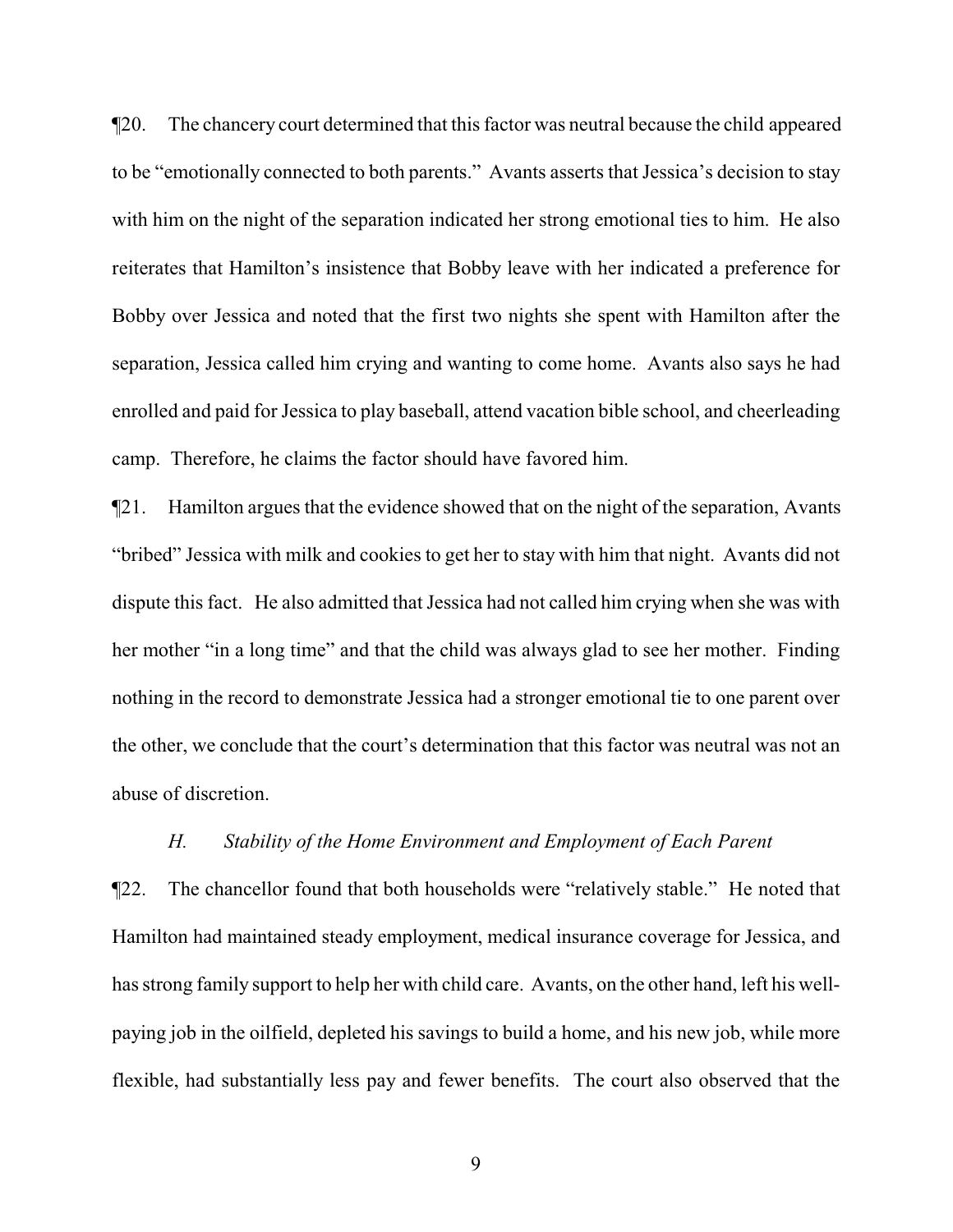¶20. The chancery court determined that this factor was neutral because the child appeared to be "emotionally connected to both parents." Avants asserts that Jessica's decision to stay with him on the night of the separation indicated her strong emotional ties to him. He also reiterates that Hamilton's insistence that Bobby leave with her indicated a preference for Bobby over Jessica and noted that the first two nights she spent with Hamilton after the separation, Jessica called him crying and wanting to come home. Avants also says he had enrolled and paid for Jessica to play baseball, attend vacation bible school, and cheerleading camp. Therefore, he claims the factor should have favored him.

¶21. Hamilton argues that the evidence showed that on the night of the separation, Avants "bribed" Jessica with milk and cookies to get her to stay with him that night. Avants did not dispute this fact. He also admitted that Jessica had not called him crying when she was with her mother "in a long time" and that the child was always glad to see her mother. Finding nothing in the record to demonstrate Jessica had a stronger emotional tie to one parent over the other, we conclude that the court's determination that this factor was neutral was not an abuse of discretion.

### *H. Stability of the Home Environment and Employment of Each Parent*

¶22. The chancellor found that both households were "relatively stable." He noted that Hamilton had maintained steady employment, medical insurance coverage for Jessica, and has strong family support to help her with child care. Avants, on the other hand, left his well-paying job in the oilfield, depleted his savings to build a home, and his new job, while more flexible, had substantially less pay and fewer benefits. The court also observed that the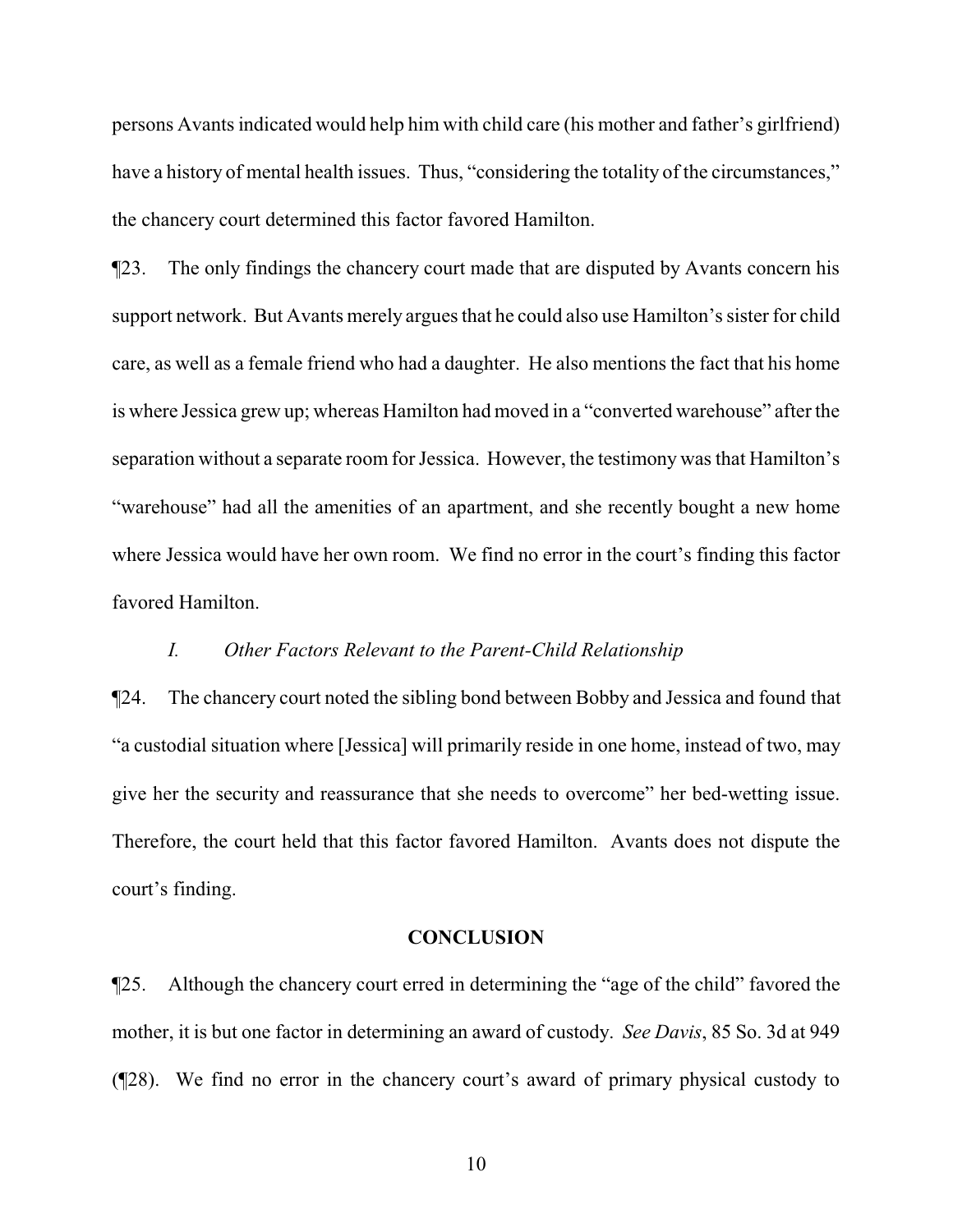persons Avants indicated would help him with child care (his mother and father's girlfriend) have a history of mental health issues. Thus, "considering the totality of the circumstances," the chancery court determined this factor favored Hamilton.

¶23. The only findings the chancery court made that are disputed by Avants concern his support network. But Avants merely argues that he could also use Hamilton's sister for child care, as well as a female friend who had a daughter. He also mentions the fact that his home is where Jessica grew up; whereas Hamilton had moved in a "converted warehouse" after the separation without a separate room for Jessica. However, the testimony was that Hamilton's "warehouse" had all the amenities of an apartment, and she recently bought a new home where Jessica would have her own room. We find no error in the court's finding this factor favored Hamilton.

*I. Other Factors Relevant to the Parent-Child Relationship*

¶24. The chancery court noted the sibling bond between Bobby and Jessica and found that "a custodial situation where [Jessica] will primarily reside in one home, instead of two, may give her the security and reassurance that she needs to overcome" her bed-wetting issue. Therefore, the court held that this factor favored Hamilton. Avants does not dispute the court's finding.

## CONCLUSION

¶25. Although the chancery court erred in determining the "age of the child" favored the mother, it is but one factor in determining an award of custody. *See Davis*, 85 So. 3d at 949 (¶28). We find no error in the chancery court's award of primary physical custody to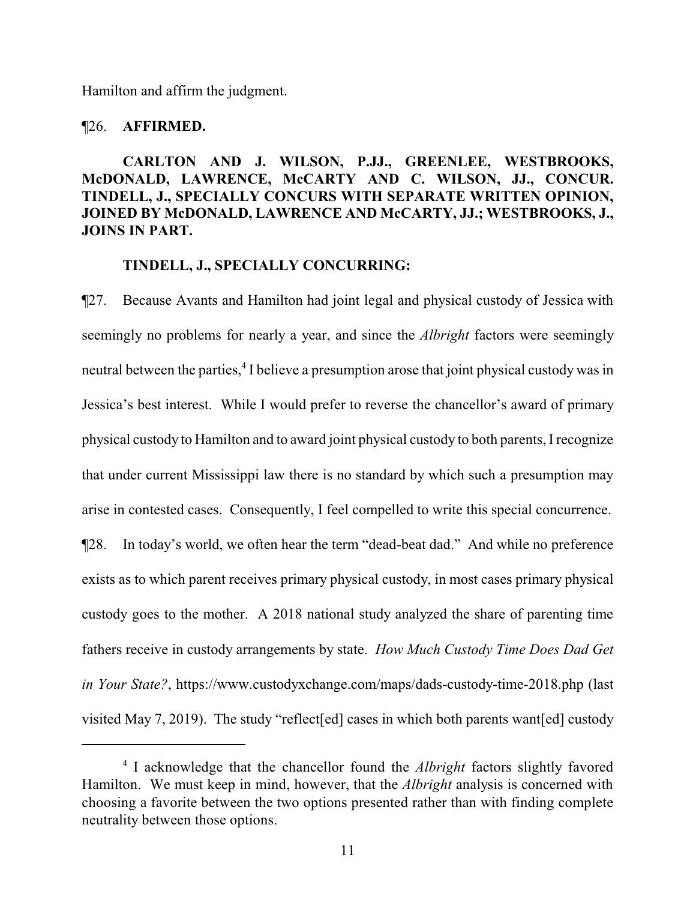Hamilton and affirm the judgment.

¶26. **AFFIRMED.**

**CARLTON AND J. WILSON, P.JJ., GREENLEE, WESTBROOKS, McDONALD, LAWRENCE, McCARTY AND C. WILSON, JJ., CONCUR. TINDELL, J., SPECIALLY CONCURS WITH SEPARATE WRITTEN OPINION, JOINED BY McDONALD, LAWRENCE AND McCARTY, JJ.; WESTBROOKS, J., JOINS IN PART.**

**TINDELL, J., SPECIALLY CONCURRING:**

¶27. Because Avants and Hamilton had joint legal and physical custody of Jessica with seemingly no problems for nearly a year, and since the *Albright* factors were seemingly neutral between the parties,[4] I believe a presumption arose that joint physical custody was in Jessica's best interest. While I would prefer to reverse the chancellor's award of primary physical custody to Hamilton and to award joint physical custody to both parents, I recognize that under current Mississippi law there is no standard by which such a presumption may arise in contested cases. Consequently, I feel compelled to write this special concurrence.

¶28. In today's world, we often hear the term "dead-beat dad." And while no preference exists as to which parent receives primary physical custody, in most cases primary physical custody goes to the mother. A 2018 national study analyzed the share of parenting time fathers receive in custody arrangements by state. *How Much Custody Time Does Dad Get in Your State?*, https://www.custodyxchange.com/maps/dads-custody-time-2018.php (last visited May 7, 2019). The study "reflect[ed] cases in which both parents want[ed] custody

[4] I acknowledge that the chancellor found the *Albright* factors slightly favored Hamilton. We must keep in mind, however, that the *Albright* analysis is concerned with choosing a favorite between the two options presented rather than with finding complete neutrality between those options.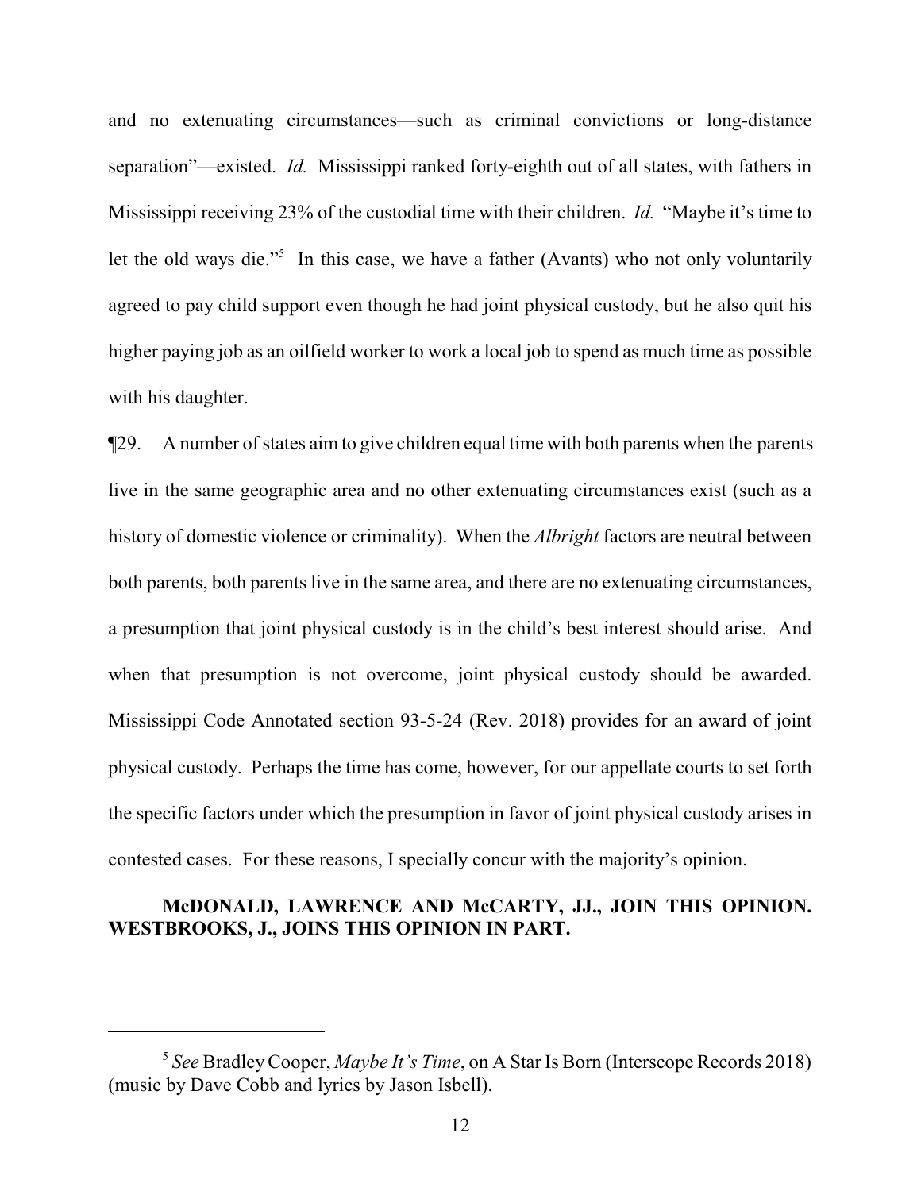and no extenuating circumstances—such as criminal convictions or long-distance separation"—existed. *Id.* Mississippi ranked forty-eighth out of all states, with fathers in Mississippi receiving 23% of the custodial time with their children. *Id.* "Maybe it's time to let the old ways die."[5] In this case, we have a father (Avants) who not only voluntarily agreed to pay child support even though he had joint physical custody, but he also quit his higher paying job as an oilfield worker to work a local job to spend as much time as possible with his daughter.

¶29. A number of states aim to give children equal time with both parents when the parents live in the same geographic area and no other extenuating circumstances exist (such as a history of domestic violence or criminality). When the *Albright* factors are neutral between both parents, both parents live in the same area, and there are no extenuating circumstances, a presumption that joint physical custody is in the child's best interest should arise. And when that presumption is not overcome, joint physical custody should be awarded. Mississippi Code Annotated section 93-5-24 (Rev. 2018) provides for an award of joint physical custody. Perhaps the time has come, however, for our appellate courts to set forth the specific factors under which the presumption in favor of joint physical custody arises in contested cases. For these reasons, I specially concur with the majority's opinion.

**McDONALD, LAWRENCE AND McCARTY, JJ., JOIN THIS OPINION. WESTBROOKS, J., JOINS THIS OPINION IN PART.**

---

[5] *See* Bradley Cooper, *Maybe It's Time*, on A Star Is Born (Interscope Records 2018) (music by Dave Cobb and lyrics by Jason Isbell).